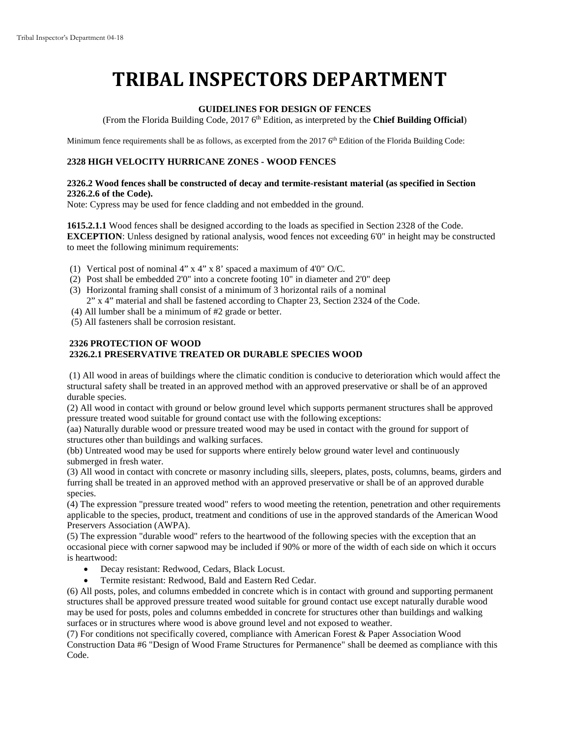# TRIBAL INSPECTORS DEPARTMENT

**GUIDELINES FOR DESIGN OF FENCES**

(From the Florida Building Code, 2017 6th Edition, as interpreted by the **Chief Building Official**)

Minimum fence requirements shall be as follows, as excerpted from the 2017 6th Edition of the Florida Building Code:

**2328 HIGH VELOCITY HURRICANE ZONES - WOOD FENCES**

**2326.2 Wood fences shall be constructed of decay and termite-resistant material (as specified in Section 2326.2.6 of the Code).**
Note: Cypress may be used for fence cladding and not embedded in the ground.

**1615.2.1.1** Wood fences shall be designed according to the loads as specified in Section 2328 of the Code.
**EXCEPTION**: Unless designed by rational analysis, wood fences not exceeding 6'0" in height may be constructed to meet the following minimum requirements:

(1) Vertical post of nominal 4" x 4" x 8' spaced a maximum of 4'0" O/C.
(2) Post shall be embedded 2'0" into a concrete footing 10" in diameter and 2'0" deep
(3) Horizontal framing shall consist of a minimum of 3 horizontal rails of a nominal 2" x 4" material and shall be fastened according to Chapter 23, Section 2324 of the Code.
(4) All lumber shall be a minimum of #2 grade or better.
(5) All fasteners shall be corrosion resistant.

**2326 PROTECTION OF WOOD**
**2326.2.1 PRESERVATIVE TREATED OR DURABLE SPECIES WOOD**

(1) All wood in areas of buildings where the climatic condition is conducive to deterioration which would affect the structural safety shall be treated in an approved method with an approved preservative or shall be of an approved durable species.
(2) All wood in contact with ground or below ground level which supports permanent structures shall be approved pressure treated wood suitable for ground contact use with the following exceptions:
(aa) Naturally durable wood or pressure treated wood may be used in contact with the ground for support of structures other than buildings and walking surfaces.
(bb) Untreated wood may be used for supports where entirely below ground water level and continuously submerged in fresh water.
(3) All wood in contact with concrete or masonry including sills, sleepers, plates, posts, columns, beams, girders and furring shall be treated in an approved method with an approved preservative or shall be of an approved durable species.
(4) The expression "pressure treated wood" refers to wood meeting the retention, penetration and other requirements applicable to the species, product, treatment and conditions of use in the approved standards of the American Wood Preservers Association (AWPA).
(5) The expression "durable wood" refers to the heartwood of the following species with the exception that an occasional piece with corner sapwood may be included if 90% or more of the width of each side on which it occurs is heartwood:

- Decay resistant: Redwood, Cedars, Black Locust.
- Termite resistant: Redwood, Bald and Eastern Red Cedar.

(6) All posts, poles, and columns embedded in concrete which is in contact with ground and supporting permanent structures shall be approved pressure treated wood suitable for ground contact use except naturally durable wood may be used for posts, poles and columns embedded in concrete for structures other than buildings and walking surfaces or in structures where wood is above ground level and not exposed to weather.
(7) For conditions not specifically covered, compliance with American Forest & Paper Association Wood Construction Data #6 "Design of Wood Frame Structures for Permanence" shall be deemed as compliance with this Code.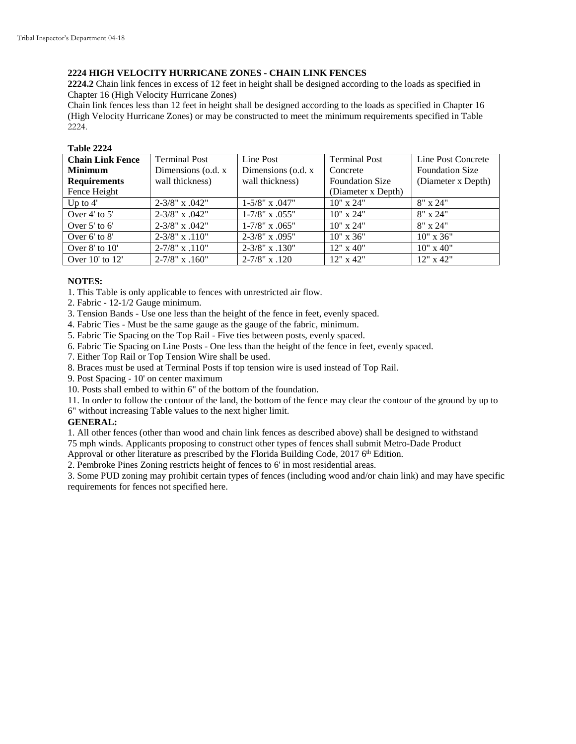**2224 HIGH VELOCITY HURRICANE ZONES - CHAIN LINK FENCES**

**2224.2** Chain link fences in excess of 12 feet in height shall be designed according to the loads as specified in Chapter 16 (High Velocity Hurricane Zones)

Chain link fences less than 12 feet in height shall be designed according to the loads as specified in Chapter 16 (High Velocity Hurricane Zones) or may be constructed to meet the minimum requirements specified in Table 2224.

**Table 2224**

| **Chain Link Fence Minimum Requirements** Fence Height | Terminal Post Dimensions (o.d. x wall thickness) | Line Post Dimensions (o.d. x wall thickness) | Terminal Post Concrete Foundation Size (Diameter x Depth) | Line Post Concrete Foundation Size (Diameter x Depth) |
|---|---|---|---|---|
| Up to 4' | 2-3/8" x .042" | 1-5/8" x .047" | 10" x 24" | 8" x 24" |
| Over 4' to 5' | 2-3/8" x .042" | 1-7/8" x .055" | 10" x 24" | 8" x 24" |
| Over 5' to 6' | 2-3/8" x .042" | 1-7/8" x .065" | 10" x 24" | 8" x 24" |
| Over 6' to 8' | 2-3/8" x .110" | 2-3/8" x .095" | 10" x 36" | 10" x 36" |
| Over 8' to 10' | 2-7/8" x .110" | 2-3/8" x .130" | 12" x 40" | 10" x 40" |
| Over 10' to 12' | 2-7/8" x .160" | 2-7/8" x .120 | 12" x 42" | 12" x 42" |

**NOTES:**

1. This Table is only applicable to fences with unrestricted air flow.
2. Fabric - 12-1/2 Gauge minimum.
3. Tension Bands - Use one less than the height of the fence in feet, evenly spaced.
4. Fabric Ties - Must be the same gauge as the gauge of the fabric, minimum.
5. Fabric Tie Spacing on the Top Rail - Five ties between posts, evenly spaced.
6. Fabric Tie Spacing on Line Posts - One less than the height of the fence in feet, evenly spaced.
7. Either Top Rail or Top Tension Wire shall be used.
8. Braces must be used at Terminal Posts if top tension wire is used instead of Top Rail.
9. Post Spacing - 10' on center maximum
10. Posts shall embed to within 6" of the bottom of the foundation.
11. In order to follow the contour of the land, the bottom of the fence may clear the contour of the ground by up to 6" without increasing Table values to the next higher limit.

**GENERAL:**

1. All other fences (other than wood and chain link fences as described above) shall be designed to withstand 75 mph winds. Applicants proposing to construct other types of fences shall submit Metro-Dade Product Approval or other literature as prescribed by the Florida Building Code, 2017 6th Edition.
2. Pembroke Pines Zoning restricts height of fences to 6' in most residential areas.
3. Some PUD zoning may prohibit certain types of fences (including wood and/or chain link) and may have specific requirements for fences not specified here.